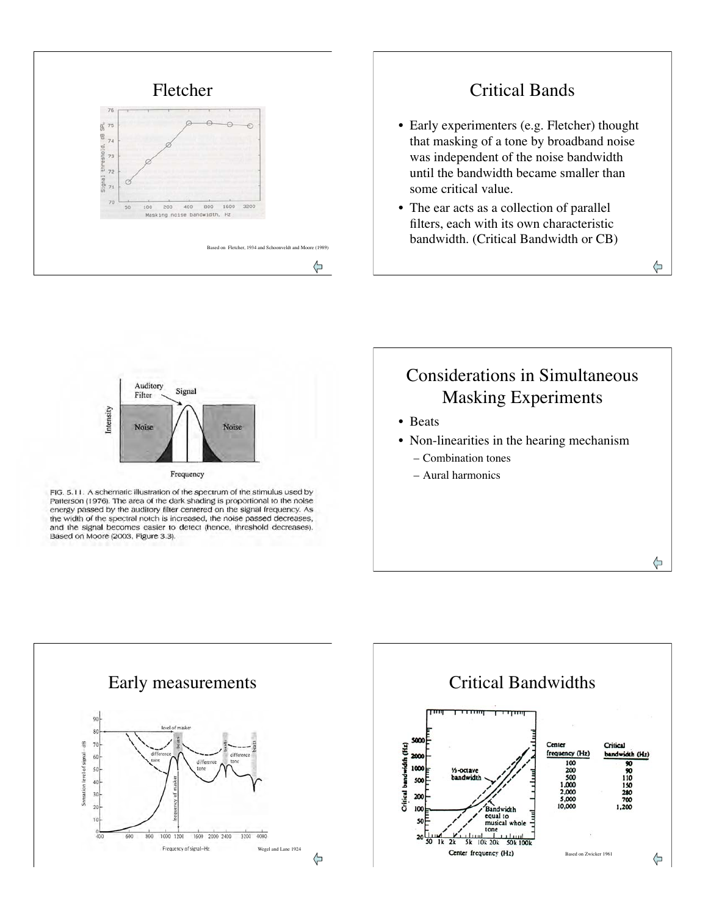## Fletcher

Based on Fletcher, 1934 and Schoonveldt and Moore (1989)

## Critical Bands

- Early experimenters (e.g. Fletcher) thought that masking of a tone by broadband noise was independent of the noise bandwidth until the bandwidth became smaller than some critical value.
- The ear acts as a collection of parallel filters, each with its own characteristic bandwidth. (Critical Bandwidth or CB)

FIG. 5.11. A schematic illustration of the spectrum of the stimulus used by Patterson (1976). The area of the dark shading is proportional to the noise energy passed by the auditory filter centered on the signal frequency. As the width of the spectral notch is increased, the noise passed decreases, and the signal becomes easier to detect (hence, threshold decreases). Based on Moore (2003, Figure 3.3).

## Considerations in Simultaneous Masking Experiments

- Beats
- Non-linearities in the hearing mechanism
  - Combination tones
  - Aural harmonics

## Early measurements

Wegel and Lane 1924

## Critical Bandwidths

| Center frequency (Hz) | Critical bandwidth (Hz) |
|---|---|
| 100 | 90 |
| 200 | 90 |
| 500 | 110 |
| 1,000 | 150 |
| 2,000 | 280 |
| 5,000 | 700 |
| 10,000 | 1,200 |

Based on Zwicker 1961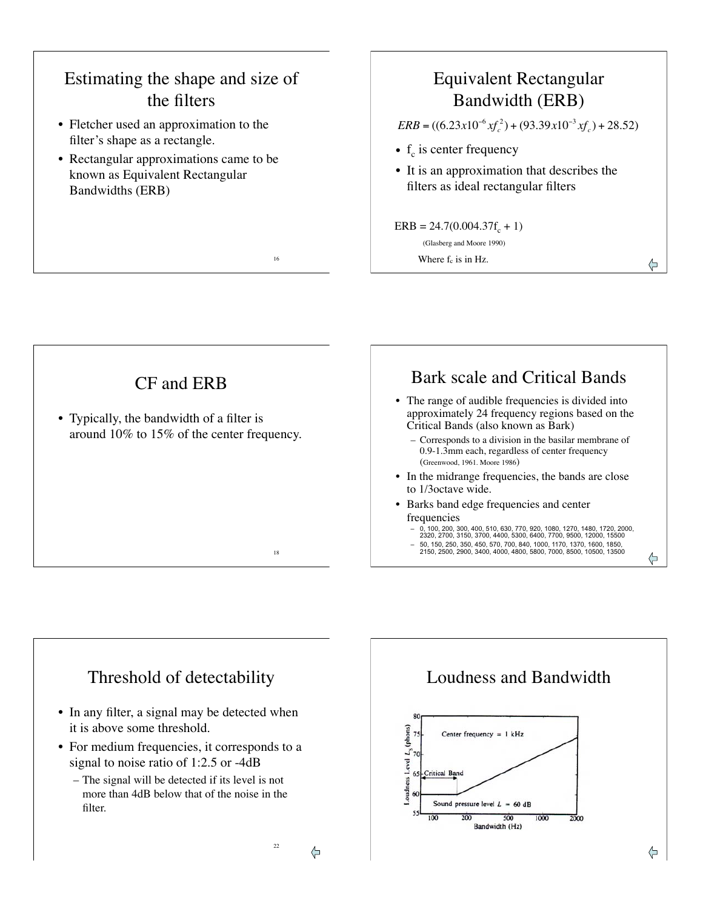# Estimating the shape and size of the filters

- Fletcher used an approximation to the filter's shape as a rectangle.
- Rectangular approximations came to be known as Equivalent Rectangular Bandwidths (ERB)

# Equivalent Rectangular Bandwidth (ERB)

$$ERB = ((6.23x10^{-6} xf_c^2) + (93.39x10^{-3} xf_c) + 28.52)$$

- $f_c$ is center frequency
- It is an approximation that describes the filters as ideal rectangular filters

ERB = 24.7(0.004.37$f_c$ + 1)

(Glasberg and Moore 1990)

Where $f_c$ is in Hz.

# CF and ERB

- Typically, the bandwidth of a filter is around 10% to 15% of the center frequency.

# Bark scale and Critical Bands

- The range of audible frequencies is divided into approximately 24 frequency regions based on the Critical Bands (also known as Bark)
  - Corresponds to a division in the basilar membrane of 0.9-1.3mm each, regardless of center frequency (Greenwood, 1961. Moore 1986)
- In the midrange frequencies, the bands are close to 1/3octave wide.
- Barks band edge frequencies and center frequencies
  - 0, 100, 200, 300, 400, 510, 630, 770, 920, 1080, 1270, 1480, 1720, 2000, 2320, 2700, 3150, 3700, 4400, 5300, 6400, 7700, 9500, 12000, 15500
  - 50, 150, 250, 350, 450, 570, 700, 840, 1000, 1170, 1370, 1600, 1850, 2150, 2500, 2900, 3400, 4000, 4800, 5800, 7000, 8500, 10500, 13500

# Threshold of detectability

- In any filter, a signal may be detected when it is above some threshold.
- For medium frequencies, it corresponds to a signal to noise ratio of 1:2.5 or -4dB
  - The signal will be detected if its level is not more than 4dB below that of the noise in the filter.

# Loudness and Bandwidth

Center frequency = 1 kHz

Critical Band

Sound pressure level $L$ = 60 dB

Loudness Level $L_S$ (phons)

Bandwidth (Hz)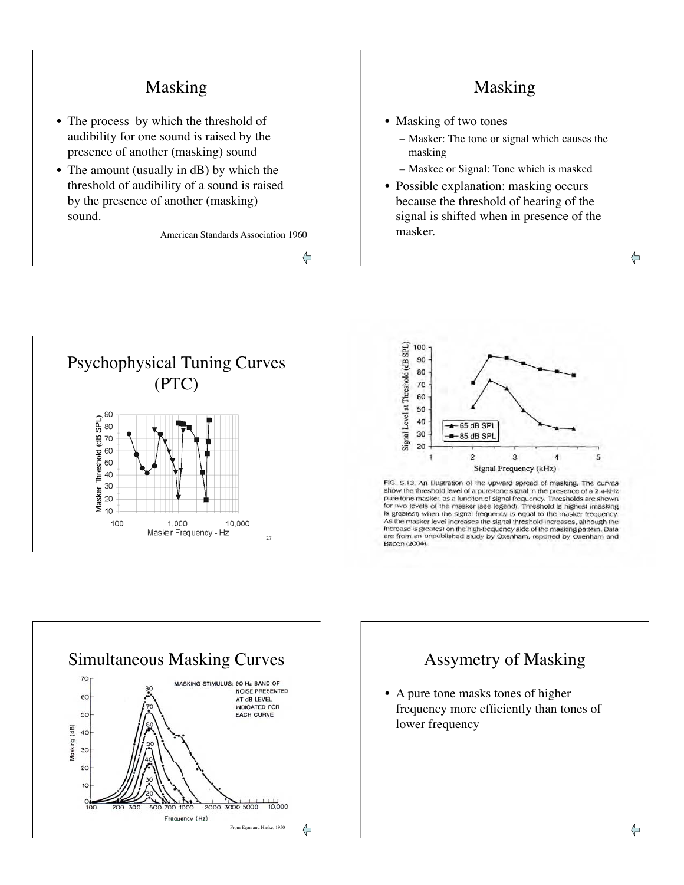# Masking

- The process by which the threshold of audibility for one sound is raised by the presence of another (masking) sound
- The amount (usually in dB) by which the threshold of audibility of a sound is raised by the presence of another (masking) sound.

American Standards Association 1960

# Masking

- Masking of two tones
  - Masker: The tone or signal which causes the masking
  - Maskee or Signal: Tone which is masked
- Possible explanation: masking occurs because the threshold of hearing of the signal is shifted when in presence of the masker.

# Psychophysical Tuning Curves (PTC)

FIG. 5.13. An illustration of the upward spread of masking. The curves show the threshold level of a pure-tone signal in the presence of a 2.4-kHz pure-tone masker, as a function of signal frequency. Thresholds are shown for two levels of the masker (see legend). Threshold is highest (masking is greatest) when the signal frequency is equal to the masker frequency. As the masker level increases the signal threshold increases, although the increase is greatest on the high-frequency side of the masking pattern. Data are from an unpublished study by Oxenham, reported by Oxenham and Bacon (2004).

# Simultaneous Masking Curves

From Egan and Hake, 1950

# Assymetry of Masking

- A pure tone masks tones of higher frequency more efficiently than tones of lower frequency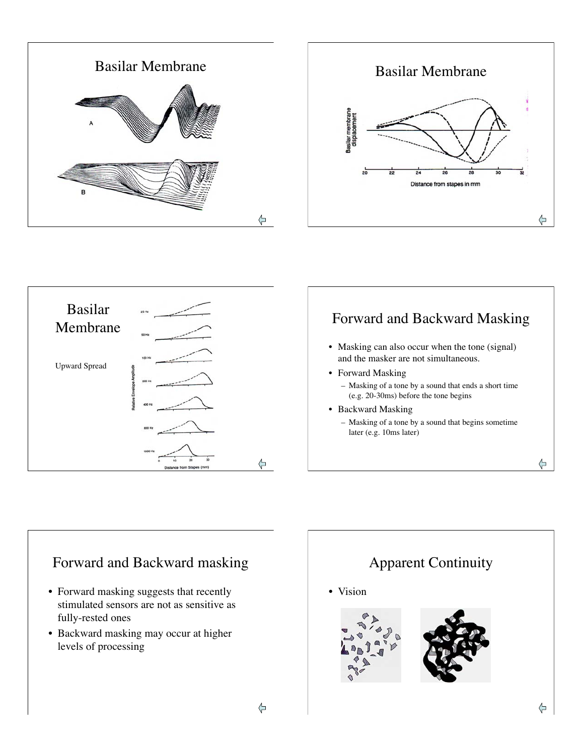## Basilar Membrane

## Basilar Membrane

## Basilar Membrane

Upward Spread

## Forward and Backward Masking

- Masking can also occur when the tone (signal) and the masker are not simultaneous.
- Forward Masking
  - Masking of a tone by a sound that ends a short time (e.g. 20-30ms) before the tone begins
- Backward Masking
  - Masking of a tone by a sound that begins sometime later (e.g. 10ms later)

## Forward and Backward masking

- Forward masking suggests that recently stimulated sensors are not as sensitive as fully-rested ones
- Backward masking may occur at higher levels of processing

## Apparent Continuity

- Vision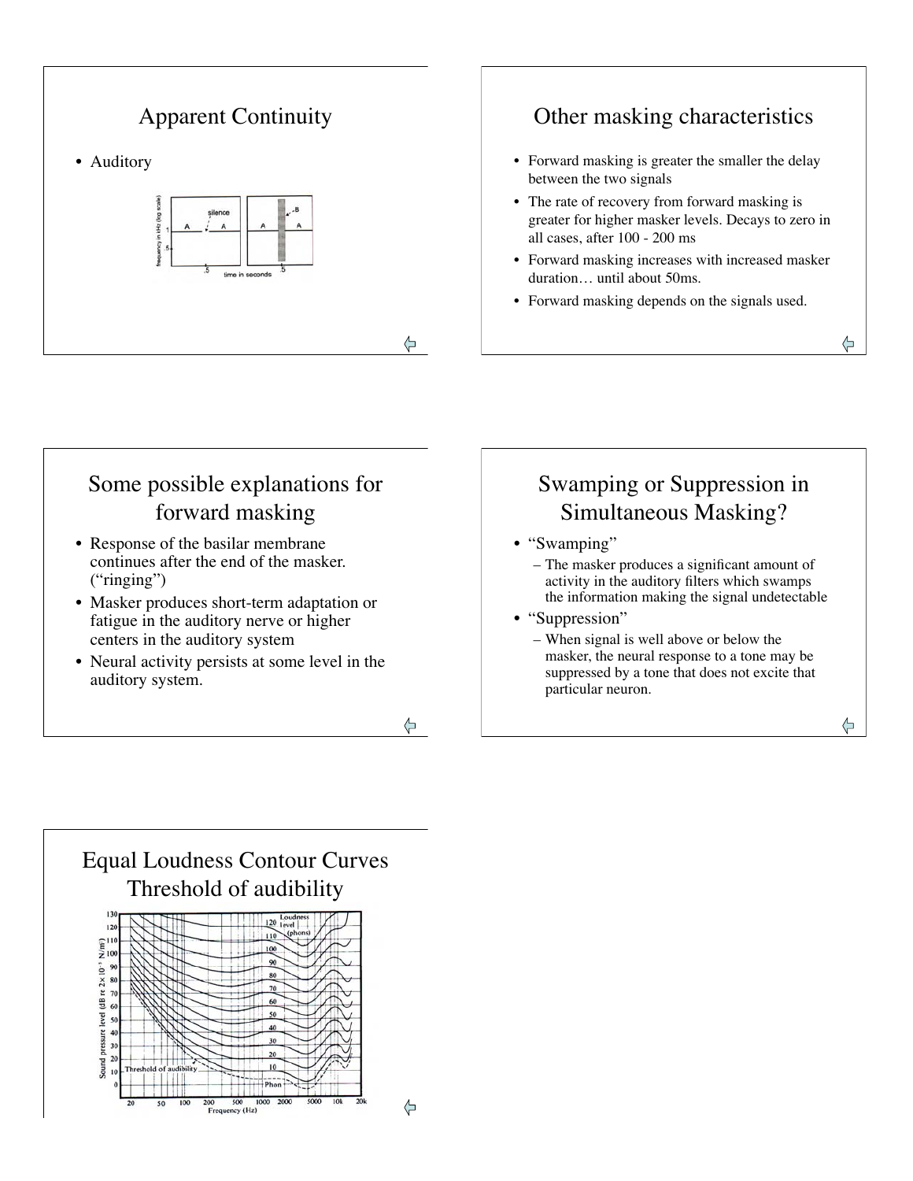## Apparent Continuity

- Auditory

frequency in kHz (log scale)

silence

A A

1

.5

.5

time in seconds

A A

B

.5

## Other masking characteristics

- Forward masking is greater the smaller the delay between the two signals
- The rate of recovery from forward masking is greater for higher masker levels. Decays to zero in all cases, after 100 - 200 ms
- Forward masking increases with increased masker duration… until about 50ms.
- Forward masking depends on the signals used.

## Some possible explanations for forward masking

- Response of the basilar membrane continues after the end of the masker. (“ringing”)
- Masker produces short-term adaptation or fatigue in the auditory nerve or higher centers in the auditory system
- Neural activity persists at some level in the auditory system.

## Swamping or Suppression in Simultaneous Masking?

- “Swamping”
  - The masker produces a significant amount of activity in the auditory filters which swamps the information making the signal undetectable
- “Suppression”
  - When signal is well above or below the masker, the neural response to a tone may be suppressed by a tone that does not excite that particular neuron.

## Equal Loudness Contour Curves Threshold of audibility

Sound pressure level (dB re $2 \times 10^{-5}$ N/m²)

130 120 110 100 90 80 70 60 50 40 30 20 10 0

Loudness level (phons)

120 110 100 90 80 70 60 50 40 30 20 10

Phon

Threshold of audibility

Frequency (Hz)

20 50 100 200 500 1000 2000 5000 10k 20k